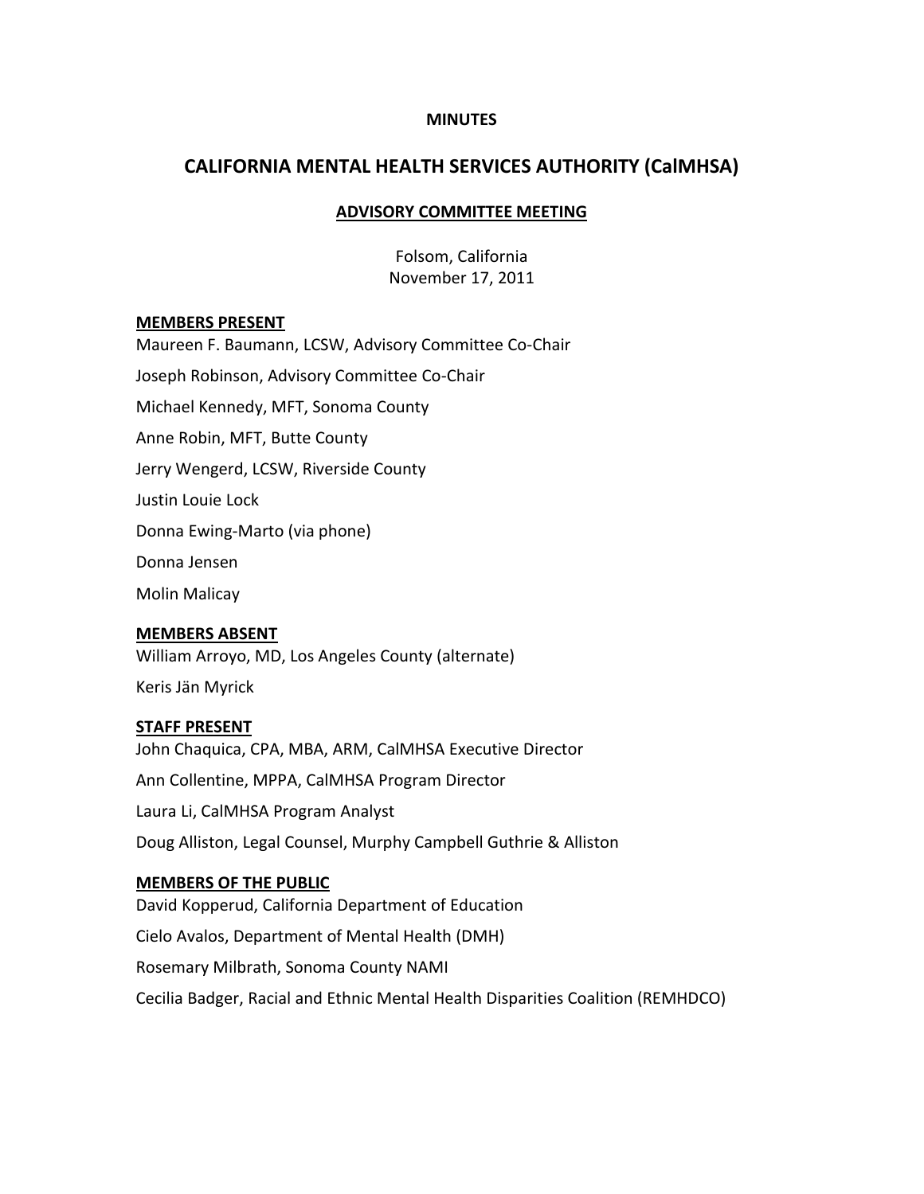**MINUTES**

# CALIFORNIA MENTAL HEALTH SERVICES AUTHORITY (CalMHSA)

## ADVISORY COMMITTEE MEETING

Folsom, California
November 17, 2011

**MEMBERS PRESENT**

Maureen F. Baumann, LCSW, Advisory Committee Co-Chair

Joseph Robinson, Advisory Committee Co-Chair

Michael Kennedy, MFT, Sonoma County

Anne Robin, MFT, Butte County

Jerry Wengerd, LCSW, Riverside County

Justin Louie Lock

Donna Ewing-Marto (via phone)

Donna Jensen

Molin Malicay

**MEMBERS ABSENT**

William Arroyo, MD, Los Angeles County (alternate)

Keris Jän Myrick

**STAFF PRESENT**

John Chaquica, CPA, MBA, ARM, CalMHSA Executive Director

Ann Collentine, MPPA, CalMHSA Program Director

Laura Li, CalMHSA Program Analyst

Doug Alliston, Legal Counsel, Murphy Campbell Guthrie & Alliston

**MEMBERS OF THE PUBLIC**

David Kopperud, California Department of Education

Cielo Avalos, Department of Mental Health (DMH)

Rosemary Milbrath, Sonoma County NAMI

Cecilia Badger, Racial and Ethnic Mental Health Disparities Coalition (REMHDCO)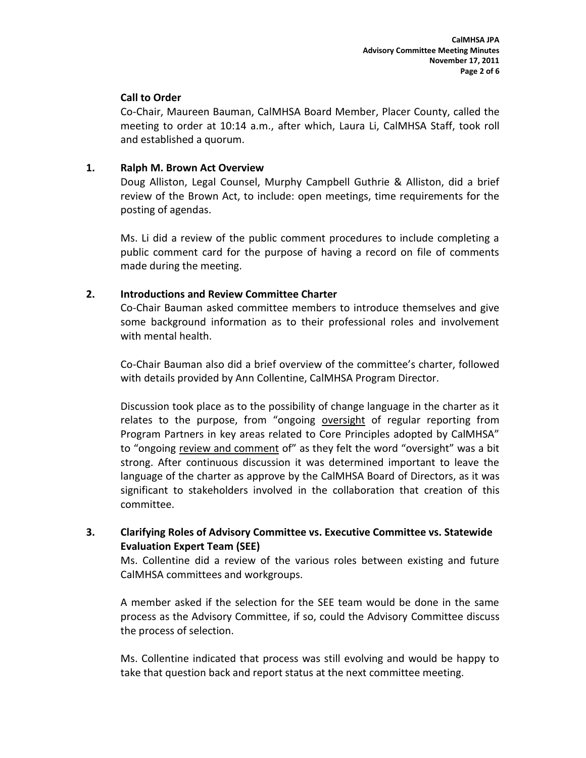**Call to Order**

Co-Chair, Maureen Bauman, CalMHSA Board Member, Placer County, called the meeting to order at 10:14 a.m., after which, Laura Li, CalMHSA Staff, took roll and established a quorum.

**1. Ralph M. Brown Act Overview**

Doug Alliston, Legal Counsel, Murphy Campbell Guthrie & Alliston, did a brief review of the Brown Act, to include: open meetings, time requirements for the posting of agendas.

Ms. Li did a review of the public comment procedures to include completing a public comment card for the purpose of having a record on file of comments made during the meeting.

**2. Introductions and Review Committee Charter**

Co-Chair Bauman asked committee members to introduce themselves and give some background information as to their professional roles and involvement with mental health.

Co-Chair Bauman also did a brief overview of the committee's charter, followed with details provided by Ann Collentine, CalMHSA Program Director.

Discussion took place as to the possibility of change language in the charter as it relates to the purpose, from "ongoing <u>oversight</u> of regular reporting from Program Partners in key areas related to Core Principles adopted by CalMHSA" to "ongoing <u>review and comment</u> of" as they felt the word "oversight" was a bit strong. After continuous discussion it was determined important to leave the language of the charter as approve by the CalMHSA Board of Directors, as it was significant to stakeholders involved in the collaboration that creation of this committee.

**3. Clarifying Roles of Advisory Committee vs. Executive Committee vs. Statewide Evaluation Expert Team (SEE)**

Ms. Collentine did a review of the various roles between existing and future CalMHSA committees and workgroups.

A member asked if the selection for the SEE team would be done in the same process as the Advisory Committee, if so, could the Advisory Committee discuss the process of selection.

Ms. Collentine indicated that process was still evolving and would be happy to take that question back and report status at the next committee meeting.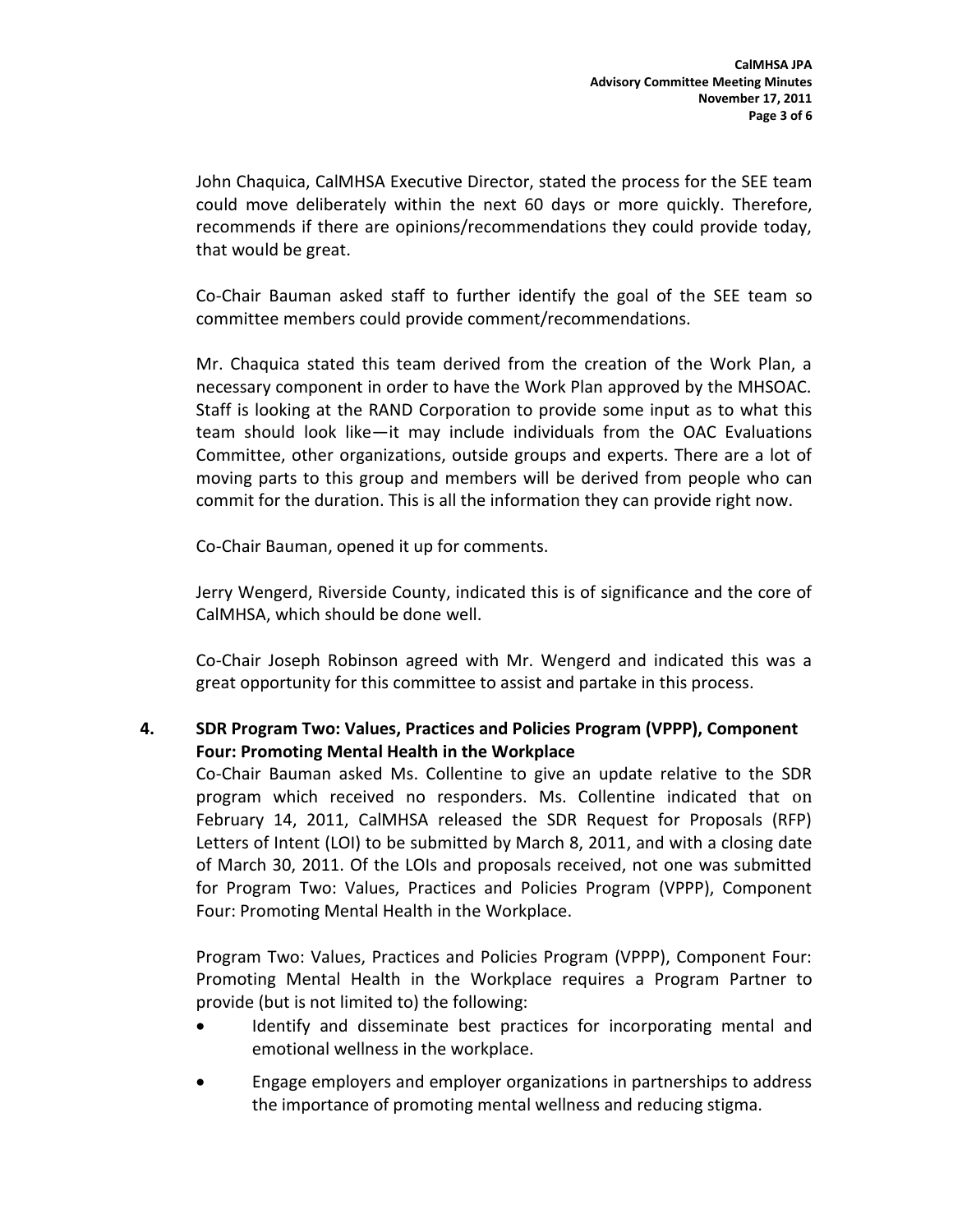John Chaquica, CalMHSA Executive Director, stated the process for the SEE team could move deliberately within the next 60 days or more quickly. Therefore, recommends if there are opinions/recommendations they could provide today, that would be great.

Co-Chair Bauman asked staff to further identify the goal of the SEE team so committee members could provide comment/recommendations.

Mr. Chaquica stated this team derived from the creation of the Work Plan, a necessary component in order to have the Work Plan approved by the MHSOAC. Staff is looking at the RAND Corporation to provide some input as to what this team should look like—it may include individuals from the OAC Evaluations Committee, other organizations, outside groups and experts. There are a lot of moving parts to this group and members will be derived from people who can commit for the duration. This is all the information they can provide right now.

Co-Chair Bauman, opened it up for comments.

Jerry Wengerd, Riverside County, indicated this is of significance and the core of CalMHSA, which should be done well.

Co-Chair Joseph Robinson agreed with Mr. Wengerd and indicated this was a great opportunity for this committee to assist and partake in this process.

**4. SDR Program Two: Values, Practices and Policies Program (VPPP), Component Four: Promoting Mental Health in the Workplace**

Co-Chair Bauman asked Ms. Collentine to give an update relative to the SDR program which received no responders. Ms. Collentine indicated that on February 14, 2011, CalMHSA released the SDR Request for Proposals (RFP) Letters of Intent (LOI) to be submitted by March 8, 2011, and with a closing date of March 30, 2011. Of the LOIs and proposals received, not one was submitted for Program Two: Values, Practices and Policies Program (VPPP), Component Four: Promoting Mental Health in the Workplace.

Program Two: Values, Practices and Policies Program (VPPP), Component Four: Promoting Mental Health in the Workplace requires a Program Partner to provide (but is not limited to) the following:

- Identify and disseminate best practices for incorporating mental and emotional wellness in the workplace.
- Engage employers and employer organizations in partnerships to address the importance of promoting mental wellness and reducing stigma.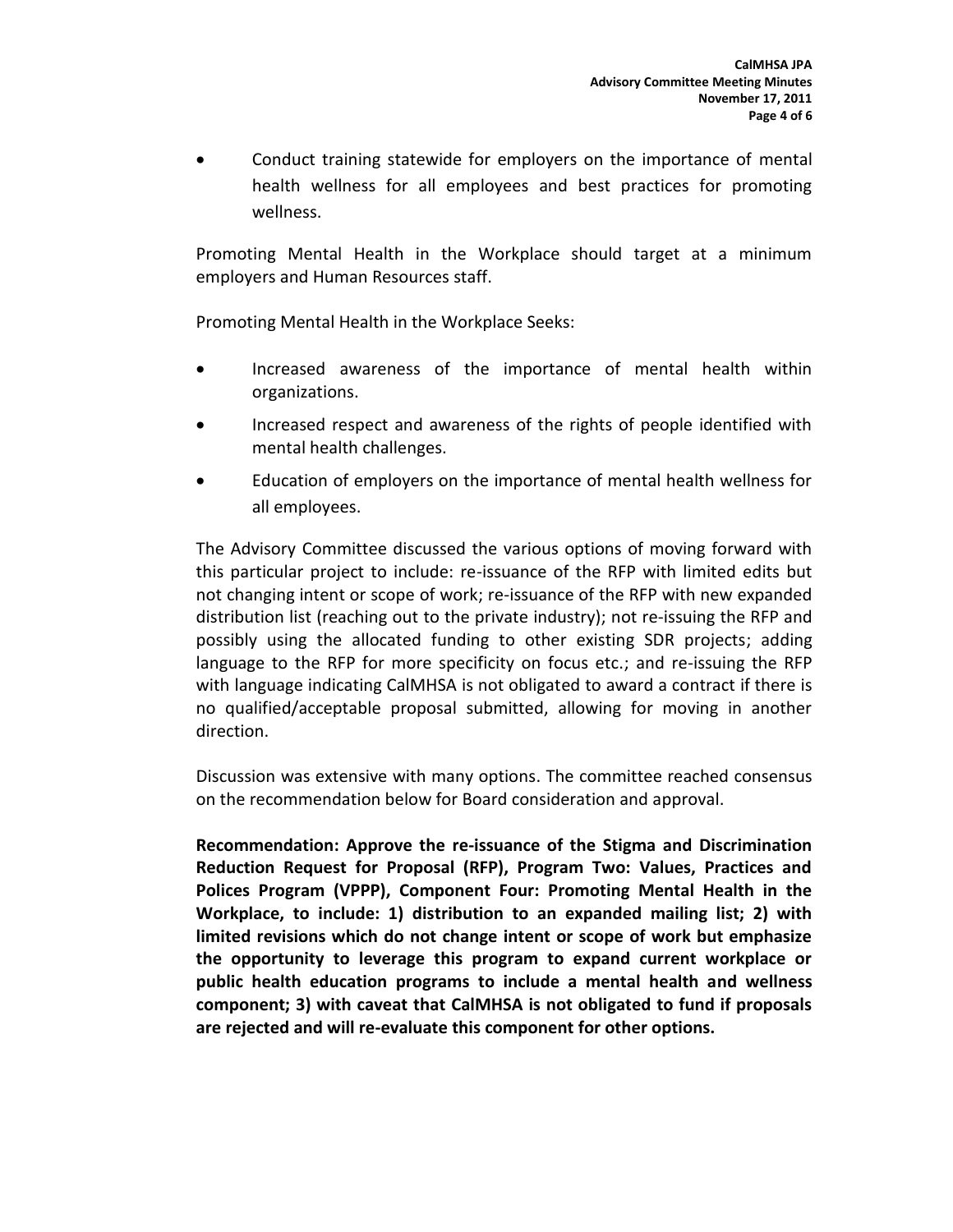- Conduct training statewide for employers on the importance of mental health wellness for all employees and best practices for promoting wellness.

Promoting Mental Health in the Workplace should target at a minimum employers and Human Resources staff.

Promoting Mental Health in the Workplace Seeks:

- Increased awareness of the importance of mental health within organizations.
- Increased respect and awareness of the rights of people identified with mental health challenges.
- Education of employers on the importance of mental health wellness for all employees.

The Advisory Committee discussed the various options of moving forward with this particular project to include: re-issuance of the RFP with limited edits but not changing intent or scope of work; re-issuance of the RFP with new expanded distribution list (reaching out to the private industry); not re-issuing the RFP and possibly using the allocated funding to other existing SDR projects; adding language to the RFP for more specificity on focus etc.; and re-issuing the RFP with language indicating CalMHSA is not obligated to award a contract if there is no qualified/acceptable proposal submitted, allowing for moving in another direction.

Discussion was extensive with many options. The committee reached consensus on the recommendation below for Board consideration and approval.

**Recommendation: Approve the re-issuance of the Stigma and Discrimination Reduction Request for Proposal (RFP), Program Two: Values, Practices and Polices Program (VPPP), Component Four: Promoting Mental Health in the Workplace, to include: 1) distribution to an expanded mailing list; 2) with limited revisions which do not change intent or scope of work but emphasize the opportunity to leverage this program to expand current workplace or public health education programs to include a mental health and wellness component; 3) with caveat that CalMHSA is not obligated to fund if proposals are rejected and will re-evaluate this component for other options.**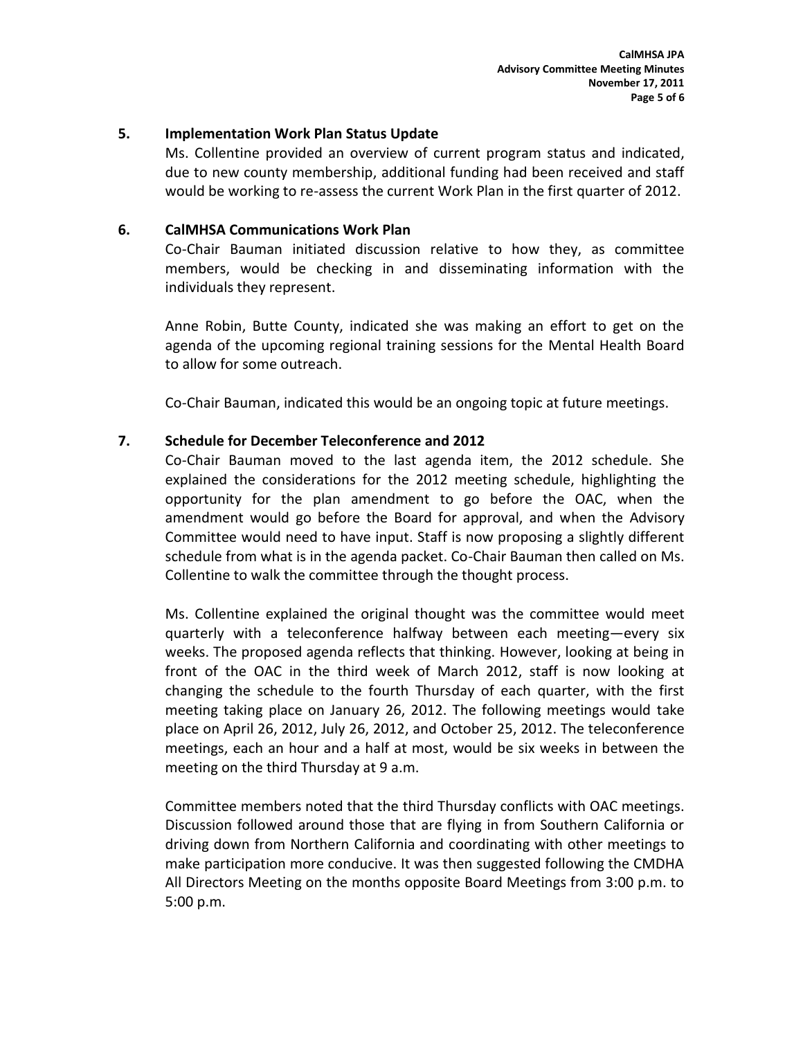## 5. Implementation Work Plan Status Update

Ms. Collentine provided an overview of current program status and indicated, due to new county membership, additional funding had been received and staff would be working to re-assess the current Work Plan in the first quarter of 2012.

## 6. CalMHSA Communications Work Plan

Co-Chair Bauman initiated discussion relative to how they, as committee members, would be checking in and disseminating information with the individuals they represent.

Anne Robin, Butte County, indicated she was making an effort to get on the agenda of the upcoming regional training sessions for the Mental Health Board to allow for some outreach.

Co-Chair Bauman, indicated this would be an ongoing topic at future meetings.

## 7. Schedule for December Teleconference and 2012

Co-Chair Bauman moved to the last agenda item, the 2012 schedule. She explained the considerations for the 2012 meeting schedule, highlighting the opportunity for the plan amendment to go before the OAC, when the amendment would go before the Board for approval, and when the Advisory Committee would need to have input. Staff is now proposing a slightly different schedule from what is in the agenda packet. Co-Chair Bauman then called on Ms. Collentine to walk the committee through the thought process.

Ms. Collentine explained the original thought was the committee would meet quarterly with a teleconference halfway between each meeting—every six weeks. The proposed agenda reflects that thinking. However, looking at being in front of the OAC in the third week of March 2012, staff is now looking at changing the schedule to the fourth Thursday of each quarter, with the first meeting taking place on January 26, 2012. The following meetings would take place on April 26, 2012, July 26, 2012, and October 25, 2012. The teleconference meetings, each an hour and a half at most, would be six weeks in between the meeting on the third Thursday at 9 a.m.

Committee members noted that the third Thursday conflicts with OAC meetings. Discussion followed around those that are flying in from Southern California or driving down from Northern California and coordinating with other meetings to make participation more conducive. It was then suggested following the CMDHA All Directors Meeting on the months opposite Board Meetings from 3:00 p.m. to 5:00 p.m.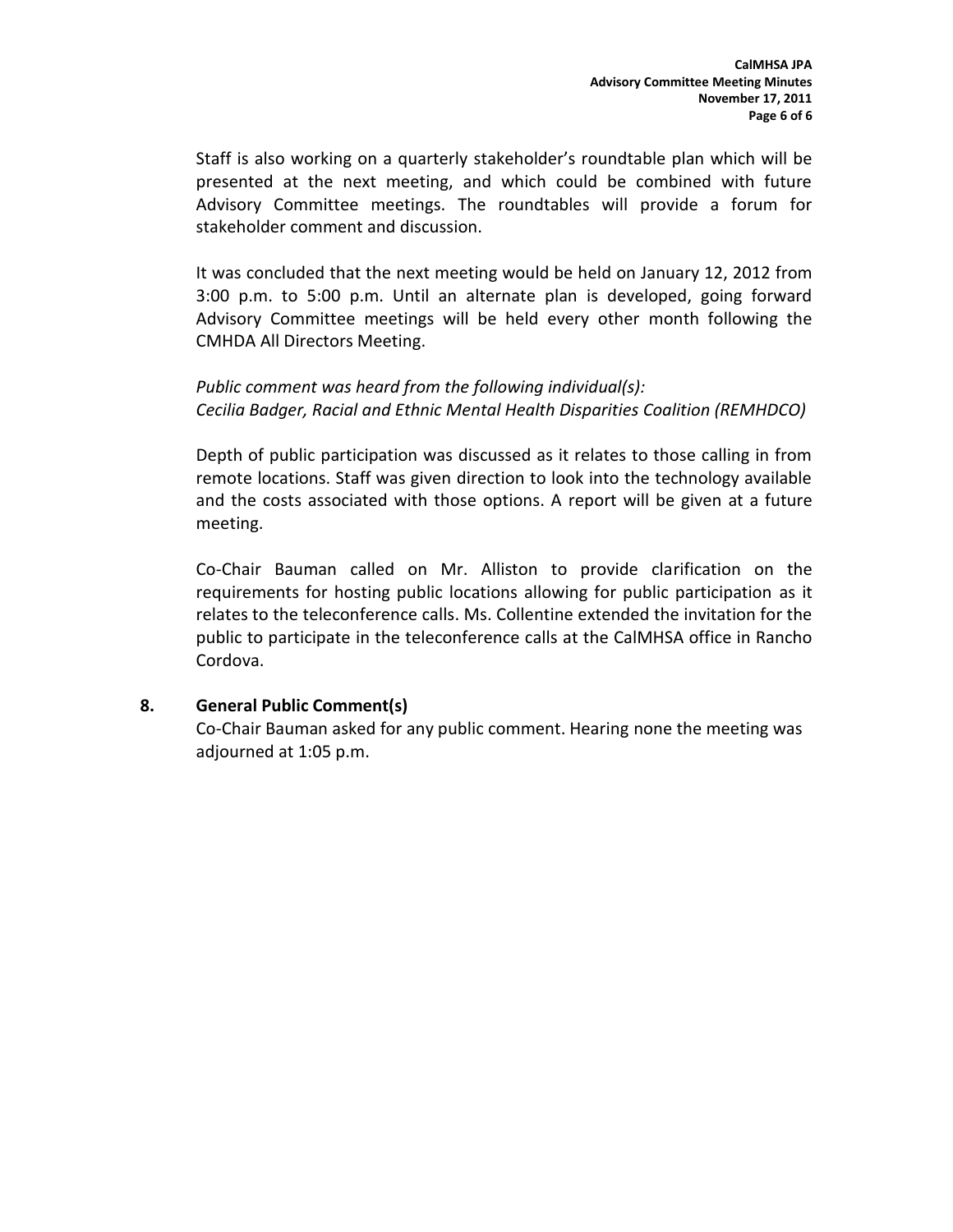Staff is also working on a quarterly stakeholder's roundtable plan which will be presented at the next meeting, and which could be combined with future Advisory Committee meetings. The roundtables will provide a forum for stakeholder comment and discussion.

It was concluded that the next meeting would be held on January 12, 2012 from 3:00 p.m. to 5:00 p.m. Until an alternate plan is developed, going forward Advisory Committee meetings will be held every other month following the CMHDA All Directors Meeting.

*Public comment was heard from the following individual(s):*
*Cecilia Badger, Racial and Ethnic Mental Health Disparities Coalition (REMHDCO)*

Depth of public participation was discussed as it relates to those calling in from remote locations. Staff was given direction to look into the technology available and the costs associated with those options. A report will be given at a future meeting.

Co-Chair Bauman called on Mr. Alliston to provide clarification on the requirements for hosting public locations allowing for public participation as it relates to the teleconference calls. Ms. Collentine extended the invitation for the public to participate in the teleconference calls at the CalMHSA office in Rancho Cordova.

## 8. General Public Comment(s)

Co-Chair Bauman asked for any public comment. Hearing none the meeting was adjourned at 1:05 p.m.